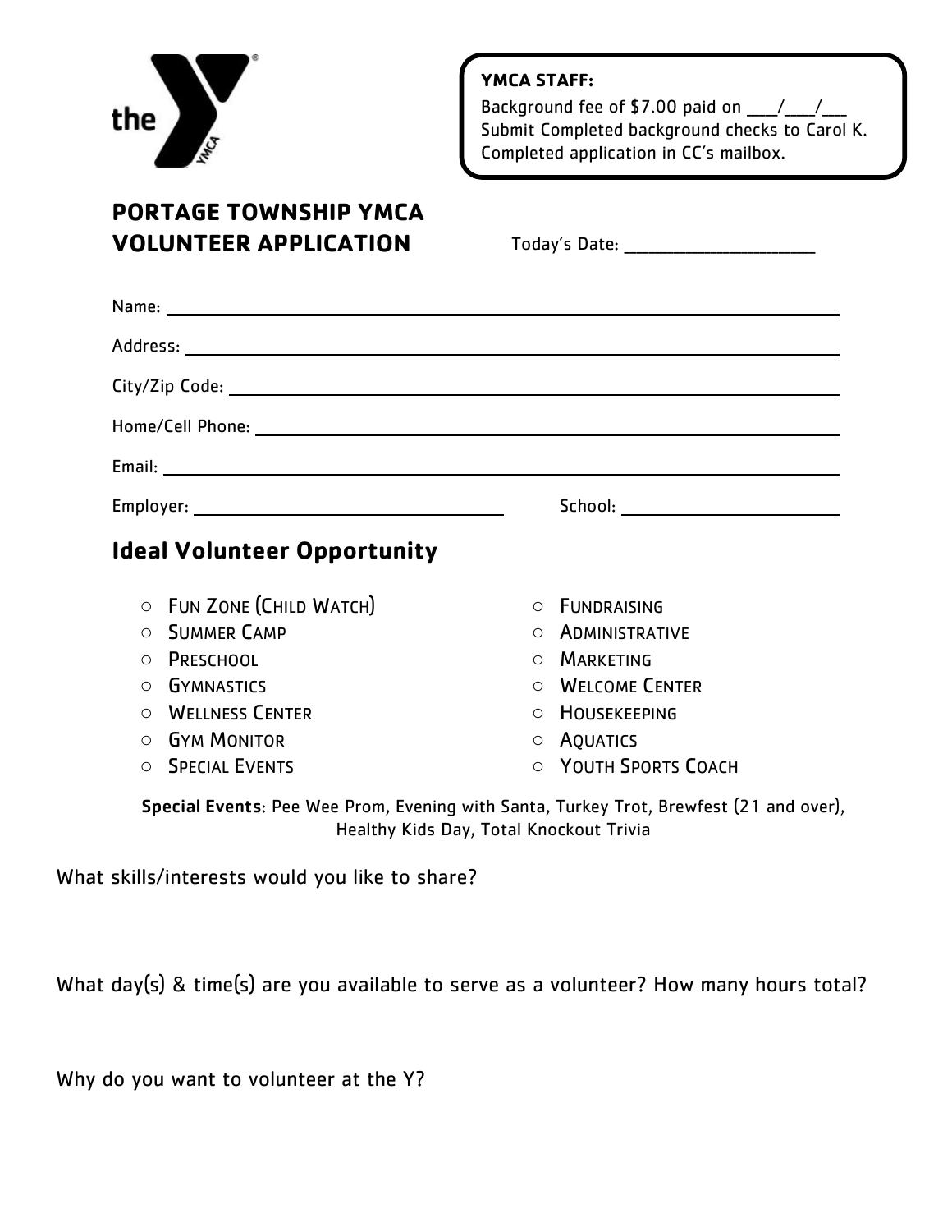the YMCA

**YMCA STAFF:**
Background fee of $7.00 paid on ___/___/___
Submit Completed background checks to Carol K.
Completed application in CC's mailbox.

# PORTAGE TOWNSHIP YMCA VOLUNTEER APPLICATION

Today's Date: ____________________

Name: ____________________

Address: ____________________

City/Zip Code: ____________________

Home/Cell Phone: ____________________

Email: ____________________

Employer: ____________________ School: ____________________

## Ideal Volunteer Opportunity

- ○ Fun Zone (Child Watch)
- ○ Summer Camp
- ○ Preschool
- ○ Gymnastics
- ○ Wellness Center
- ○ Gym Monitor
- ○ Special Events
- ○ Fundraising
- ○ Administrative
- ○ Marketing
- ○ Welcome Center
- ○ Housekeeping
- ○ Aquatics
- ○ Youth Sports Coach

**Special Events**: Pee Wee Prom, Evening with Santa, Turkey Trot, Brewfest (21 and over), Healthy Kids Day, Total Knockout Trivia

What skills/interests would you like to share?

What day(s) & time(s) are you available to serve as a volunteer? How many hours total?

Why do you want to volunteer at the Y?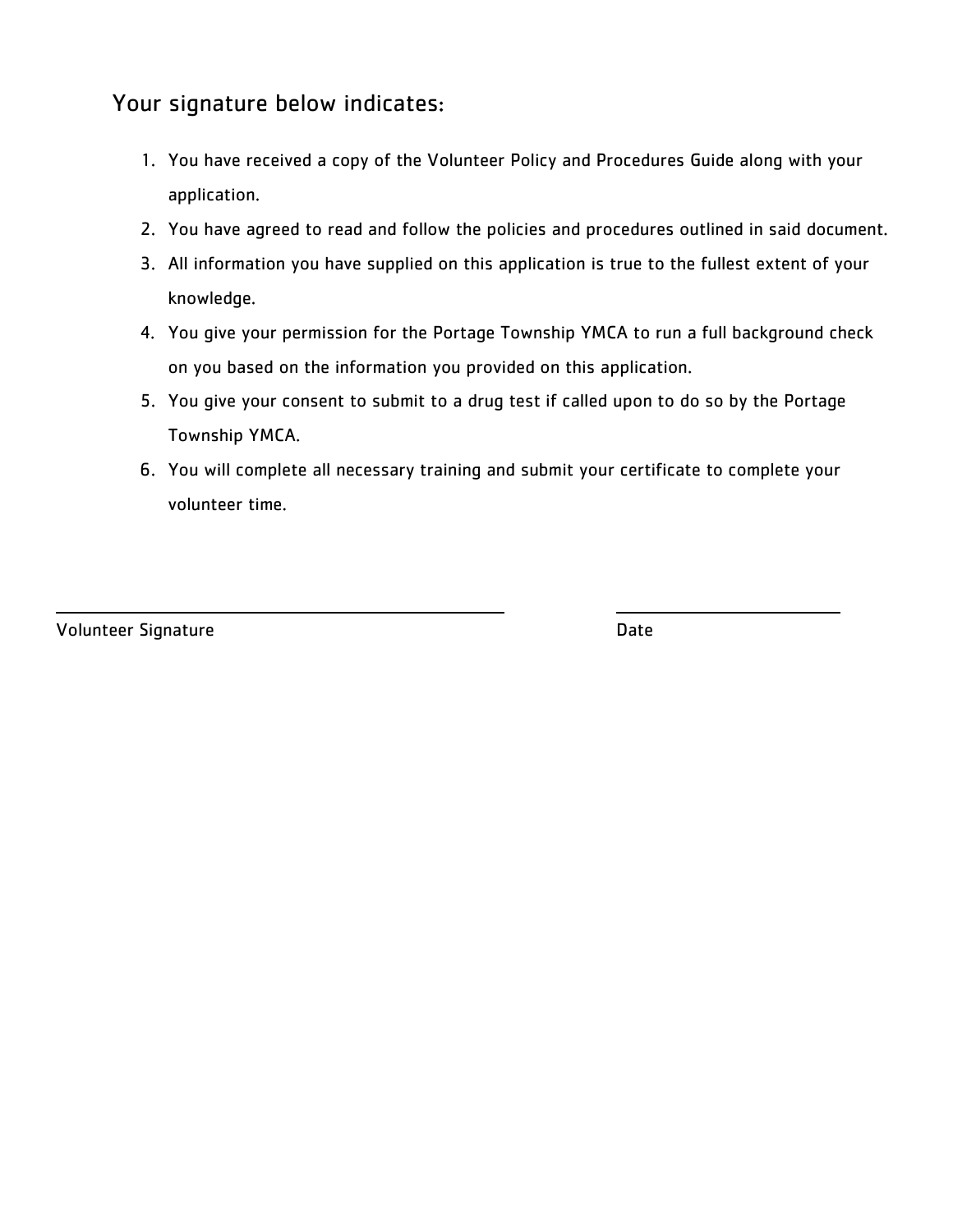## Your signature below indicates:

1. You have received a copy of the Volunteer Policy and Procedures Guide along with your application.
2. You have agreed to read and follow the policies and procedures outlined in said document.
3. All information you have supplied on this application is true to the fullest extent of your knowledge.
4. You give your permission for the Portage Township YMCA to run a full background check on you based on the information you provided on this application.
5. You give your consent to submit to a drug test if called upon to do so by the Portage Township YMCA.
6. You will complete all necessary training and submit your certificate to complete your volunteer time.

\_\_\_\_\_\_\_\_\_\_\_\_\_\_\_\_\_\_\_\_\_\_\_\_\_\_\_\_\_\_\_\_\_\_\_\_\_\_\_\_ \_\_\_\_\_\_\_\_\_\_\_\_\_\_\_\_\_\_\_\_

Volunteer Signature Date